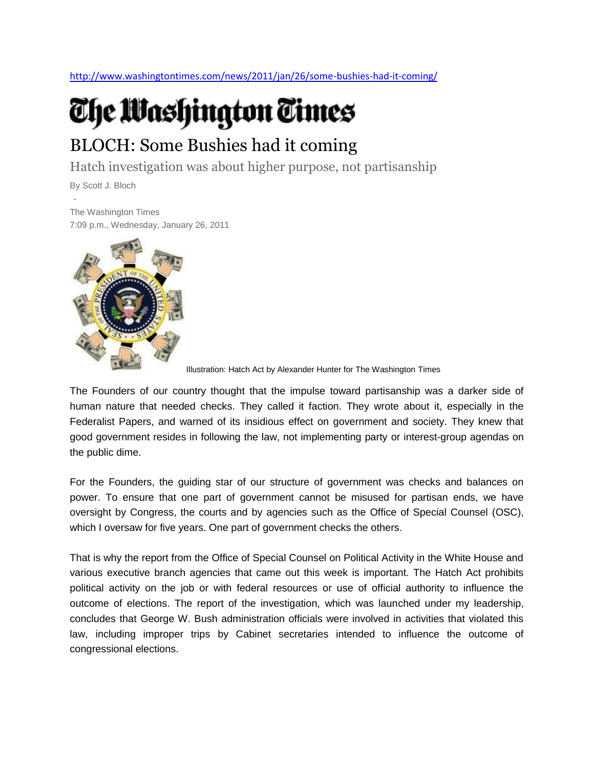http://www.washingtontimes.com/news/2011/jan/26/some-bushies-had-it-coming/

# The Washington Times

## BLOCH: Some Bushies had it coming

### Hatch investigation was about higher purpose, not partisanship

By Scott J. Bloch

-

The Washington Times

7:09 p.m., Wednesday, January 26, 2011

Illustration: Hatch Act by Alexander Hunter for The Washington Times

The Founders of our country thought that the impulse toward partisanship was a darker side of human nature that needed checks. They called it faction. They wrote about it, especially in the Federalist Papers, and warned of its insidious effect on government and society. They knew that good government resides in following the law, not implementing party or interest-group agendas on the public dime.

For the Founders, the guiding star of our structure of government was checks and balances on power. To ensure that one part of government cannot be misused for partisan ends, we have oversight by Congress, the courts and by agencies such as the Office of Special Counsel (OSC), which I oversaw for five years. One part of government checks the others.

That is why the report from the Office of Special Counsel on Political Activity in the White House and various executive branch agencies that came out this week is important. The Hatch Act prohibits political activity on the job or with federal resources or use of official authority to influence the outcome of elections. The report of the investigation, which was launched under my leadership, concludes that George W. Bush administration officials were involved in activities that violated this law, including improper trips by Cabinet secretaries intended to influence the outcome of congressional elections.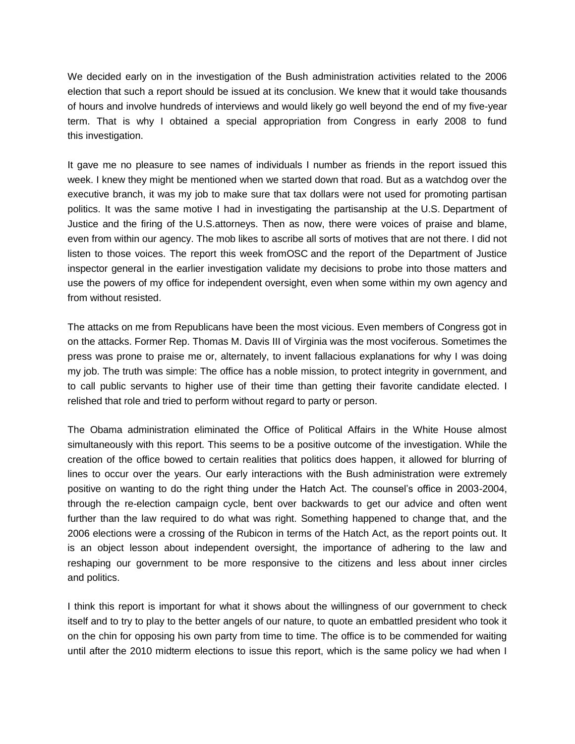We decided early on in the investigation of the Bush administration activities related to the 2006 election that such a report should be issued at its conclusion. We knew that it would take thousands of hours and involve hundreds of interviews and would likely go well beyond the end of my five-year term. That is why I obtained a special appropriation from Congress in early 2008 to fund this investigation.

It gave me no pleasure to see names of individuals I number as friends in the report issued this week. I knew they might be mentioned when we started down that road. But as a watchdog over the executive branch, it was my job to make sure that tax dollars were not used for promoting partisan politics. It was the same motive I had in investigating the partisanship at the U.S. Department of Justice and the firing of the U.S.attorneys. Then as now, there were voices of praise and blame, even from within our agency. The mob likes to ascribe all sorts of motives that are not there. I did not listen to those voices. The report this week fromOSC and the report of the Department of Justice inspector general in the earlier investigation validate my decisions to probe into those matters and use the powers of my office for independent oversight, even when some within my own agency and from without resisted.

The attacks on me from Republicans have been the most vicious. Even members of Congress got in on the attacks. Former Rep. Thomas M. Davis III of Virginia was the most vociferous. Sometimes the press was prone to praise me or, alternately, to invent fallacious explanations for why I was doing my job. The truth was simple: The office has a noble mission, to protect integrity in government, and to call public servants to higher use of their time than getting their favorite candidate elected. I relished that role and tried to perform without regard to party or person.

The Obama administration eliminated the Office of Political Affairs in the White House almost simultaneously with this report. This seems to be a positive outcome of the investigation. While the creation of the office bowed to certain realities that politics does happen, it allowed for blurring of lines to occur over the years. Our early interactions with the Bush administration were extremely positive on wanting to do the right thing under the Hatch Act. The counsel's office in 2003-2004, through the re-election campaign cycle, bent over backwards to get our advice and often went further than the law required to do what was right. Something happened to change that, and the 2006 elections were a crossing of the Rubicon in terms of the Hatch Act, as the report points out. It is an object lesson about independent oversight, the importance of adhering to the law and reshaping our government to be more responsive to the citizens and less about inner circles and politics.

I think this report is important for what it shows about the willingness of our government to check itself and to try to play to the better angels of our nature, to quote an embattled president who took it on the chin for opposing his own party from time to time. The office is to be commended for waiting until after the 2010 midterm elections to issue this report, which is the same policy we had when I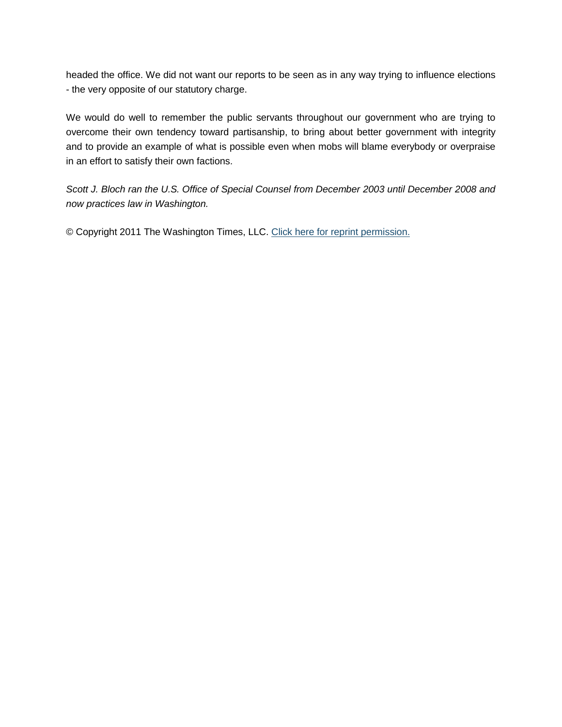headed the office. We did not want our reports to be seen as in any way trying to influence elections - the very opposite of our statutory charge.

We would do well to remember the public servants throughout our government who are trying to overcome their own tendency toward partisanship, to bring about better government with integrity and to provide an example of what is possible even when mobs will blame everybody or overpraise in an effort to satisfy their own factions.

*Scott J. Bloch ran the U.S. Office of Special Counsel from December 2003 until December 2008 and now practices law in Washington.*

© Copyright 2011 The Washington Times, LLC. Click here for reprint permission.